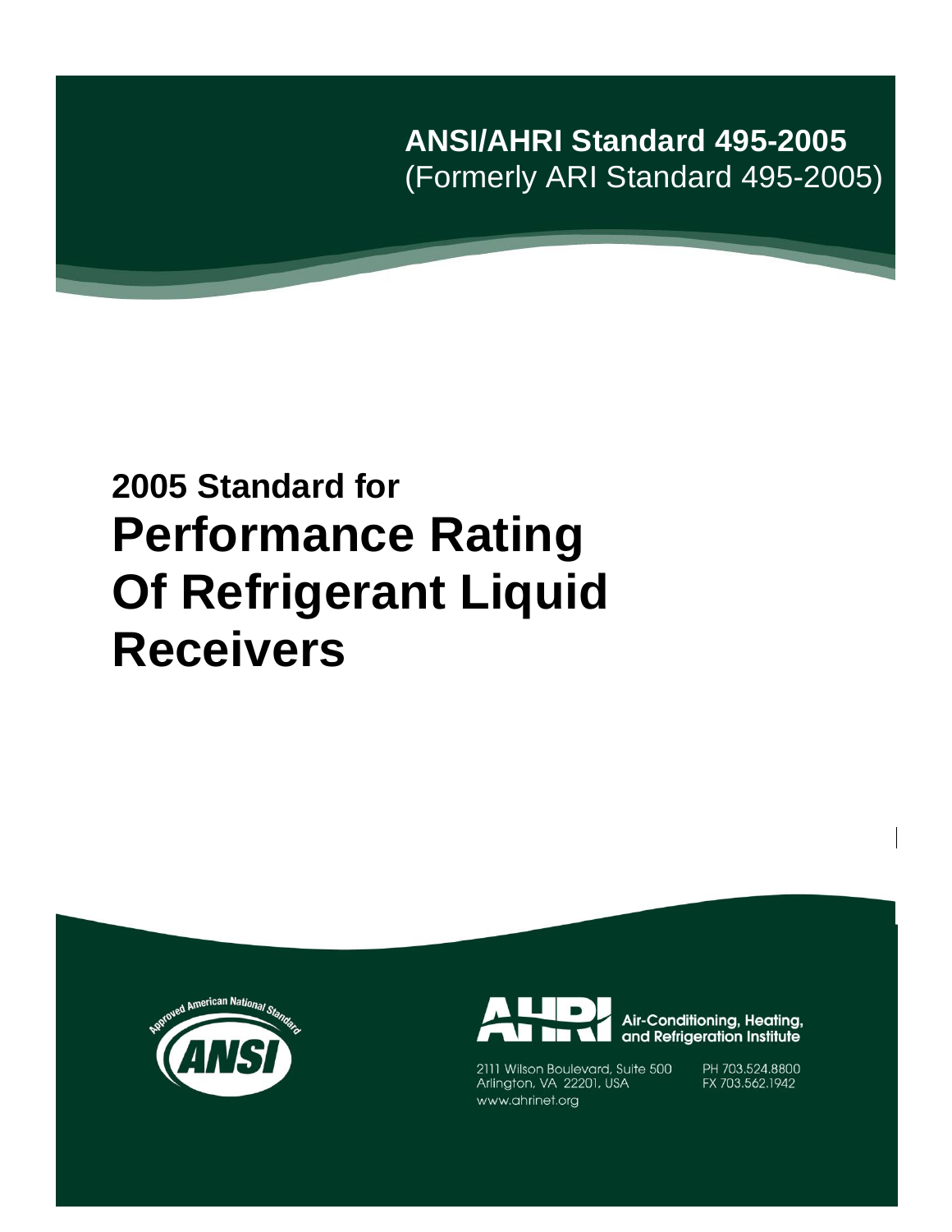**ANSI/AHRI Standard 495-2005**
(Formerly ARI Standard 495-2005)

# 2005 Standard for Performance Rating Of Refrigerant Liquid Receivers

Approved American National Standard

ANSI

AHRI Air-Conditioning, Heating, and Refrigeration Institute

2111 Wilson Boulevard, Suite 500
Arlington, VA 22201, USA
www.ahrinet.org

PH 703.524.8800
FX 703.562.1942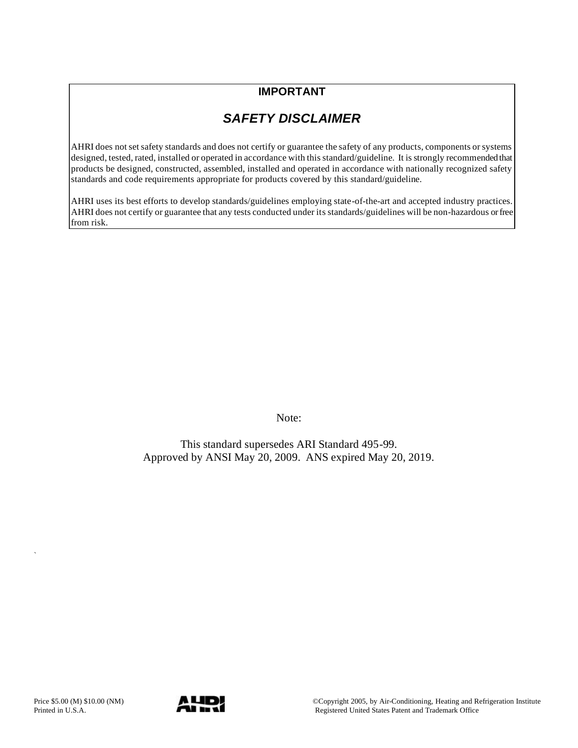## IMPORTANT

### *SAFETY DISCLAIMER*

AHRI does not set safety standards and does not certify or guarantee the safety of any products, components or systems designed, tested, rated, installed or operated in accordance with this standard/guideline. It is strongly recommended that products be designed, constructed, assembled, installed and operated in accordance with nationally recognized safety standards and code requirements appropriate for products covered by this standard/guideline.

AHRI uses its best efforts to develop standards/guidelines employing state-of-the-art and accepted industry practices. AHRI does not certify or guarantee that any tests conducted under its standards/guidelines will be non-hazardous or free from risk.

Note:

This standard supersedes ARI Standard 495-99.
Approved by ANSI May 20, 2009. ANS expired May 20, 2019.

Price $5.00 (M) $10.00 (NM)
Printed in U.S.A.

©Copyright 2005, by Air-Conditioning, Heating and Refrigeration Institute
Registered United States Patent and Trademark Office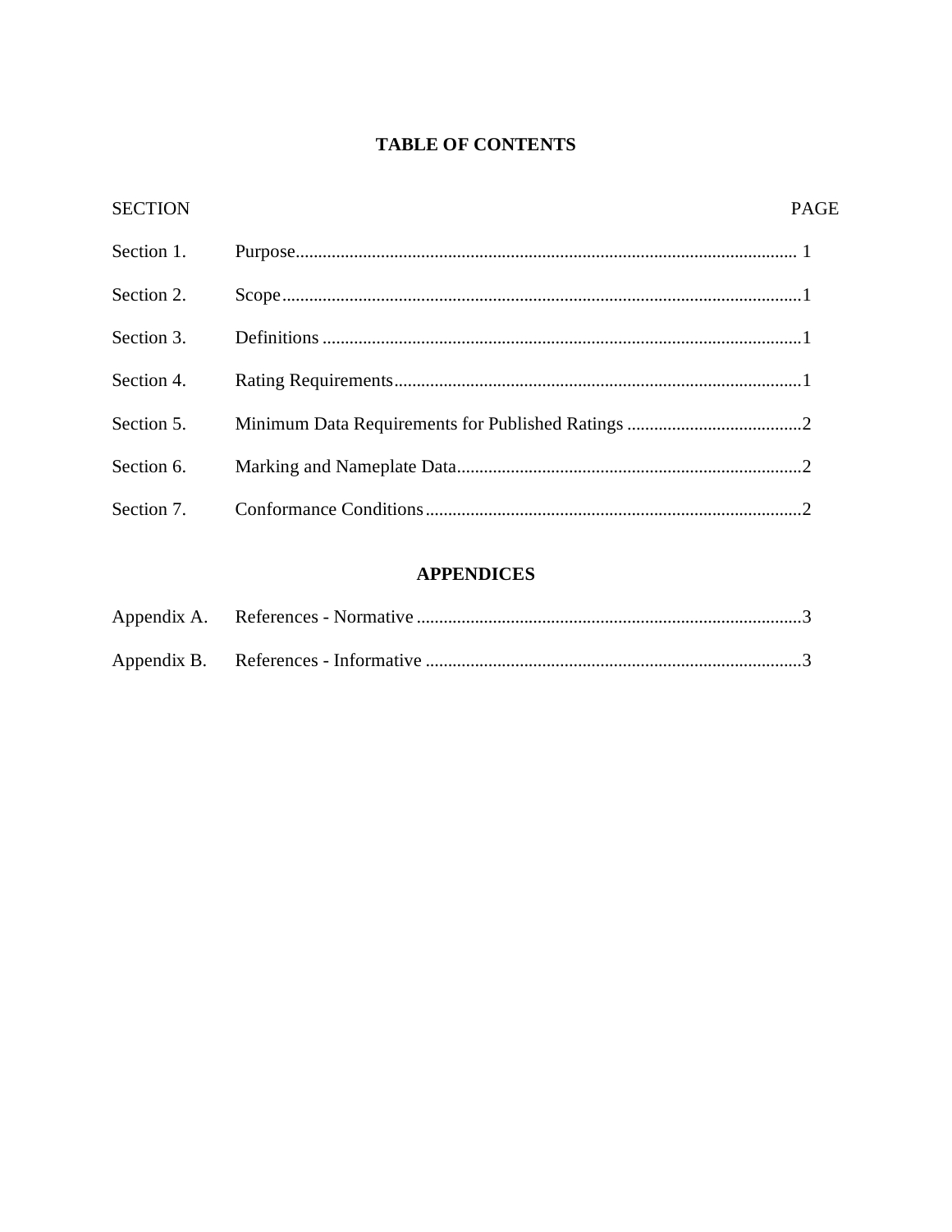# TABLE OF CONTENTS

| SECTION | | PAGE |
|---|---|---|
| Section 1. | Purpose | 1 |
| Section 2. | Scope | 1 |
| Section 3. | Definitions | 1 |
| Section 4. | Rating Requirements | 1 |
| Section 5. | Minimum Data Requirements for Published Ratings | 2 |
| Section 6. | Marking and Nameplate Data | 2 |
| Section 7. | Conformance Conditions | 2 |

## APPENDICES

| | | |
|---|---|---|
| Appendix A. | References - Normative | 3 |
| Appendix B. | References - Informative | 3 |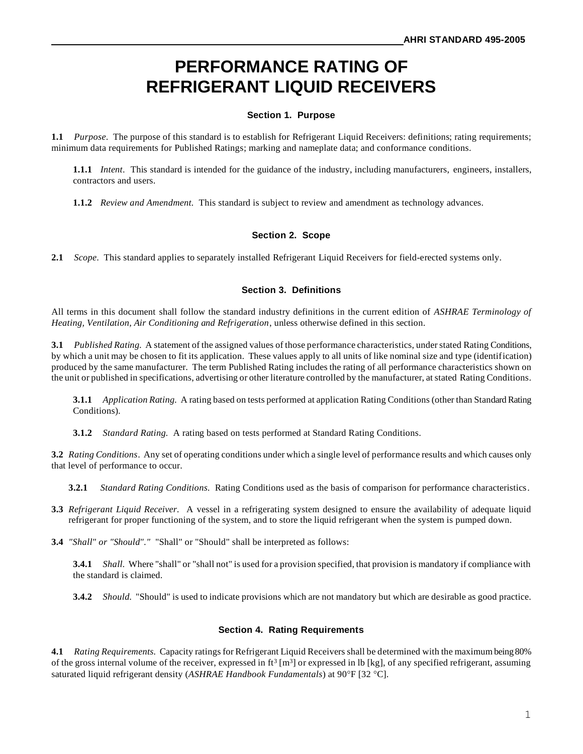# PERFORMANCE RATING OF REFRIGERANT LIQUID RECEIVERS

## Section 1. Purpose

**1.1** *Purpose*. The purpose of this standard is to establish for Refrigerant Liquid Receivers: definitions; rating requirements; minimum data requirements for Published Ratings; marking and nameplate data; and conformance conditions.

**1.1.1** *Intent*. This standard is intended for the guidance of the industry, including manufacturers, engineers, installers, contractors and users.

**1.1.2** *Review and Amendment.* This standard is subject to review and amendment as technology advances.

## Section 2. Scope

**2.1** *Scope*. This standard applies to separately installed Refrigerant Liquid Receivers for field-erected systems only.

## Section 3. Definitions

All terms in this document shall follow the standard industry definitions in the current edition of *ASHRAE Terminology of Heating, Ventilation, Air Conditioning and Refrigeration*, unless otherwise defined in this section.

**3.1** *Published Rating.* A statement of the assigned values of those performance characteristics, under stated Rating Conditions, by which a unit may be chosen to fit its application. These values apply to all units of like nominal size and type (identification) produced by the same manufacturer. The term Published Rating includes the rating of all performance characteristics shown on the unit or published in specifications, advertising or other literature controlled by the manufacturer, at stated Rating Conditions.

**3.1.1** *Application Rating.* A rating based on tests performed at application Rating Conditions (other than Standard Rating Conditions).

**3.1.2** *Standard Rating.* A rating based on tests performed at Standard Rating Conditions.

**3.2** *Rating Conditions*. Any set of operating conditions under which a single level of performance results and which causes only that level of performance to occur.

**3.2.1** *Standard Rating Conditions.* Rating Conditions used as the basis of comparison for performance characteristics.

**3.3** *Refrigerant Liquid Receiver.* A vessel in a refrigerating system designed to ensure the availability of adequate liquid refrigerant for proper functioning of the system, and to store the liquid refrigerant when the system is pumped down.

**3.4** *"Shall" or "Should"."* "Shall" or "Should" shall be interpreted as follows:

**3.4.1** *Shall.* Where "shall" or "shall not" is used for a provision specified, that provision is mandatory if compliance with the standard is claimed.

**3.4.2** *Should.* "Should" is used to indicate provisions which are not mandatory but which are desirable as good practice.

## Section 4. Rating Requirements

**4.1** *Rating Requirements.* Capacity ratings for Refrigerant Liquid Receivers shall be determined with the maximum being 80% of the gross internal volume of the receiver, expressed in $ft^3$ [$m^3$] or expressed in lb [kg], of any specified refrigerant, assuming saturated liquid refrigerant density (*ASHRAE Handbook Fundamentals*) at 90°F [32 °C].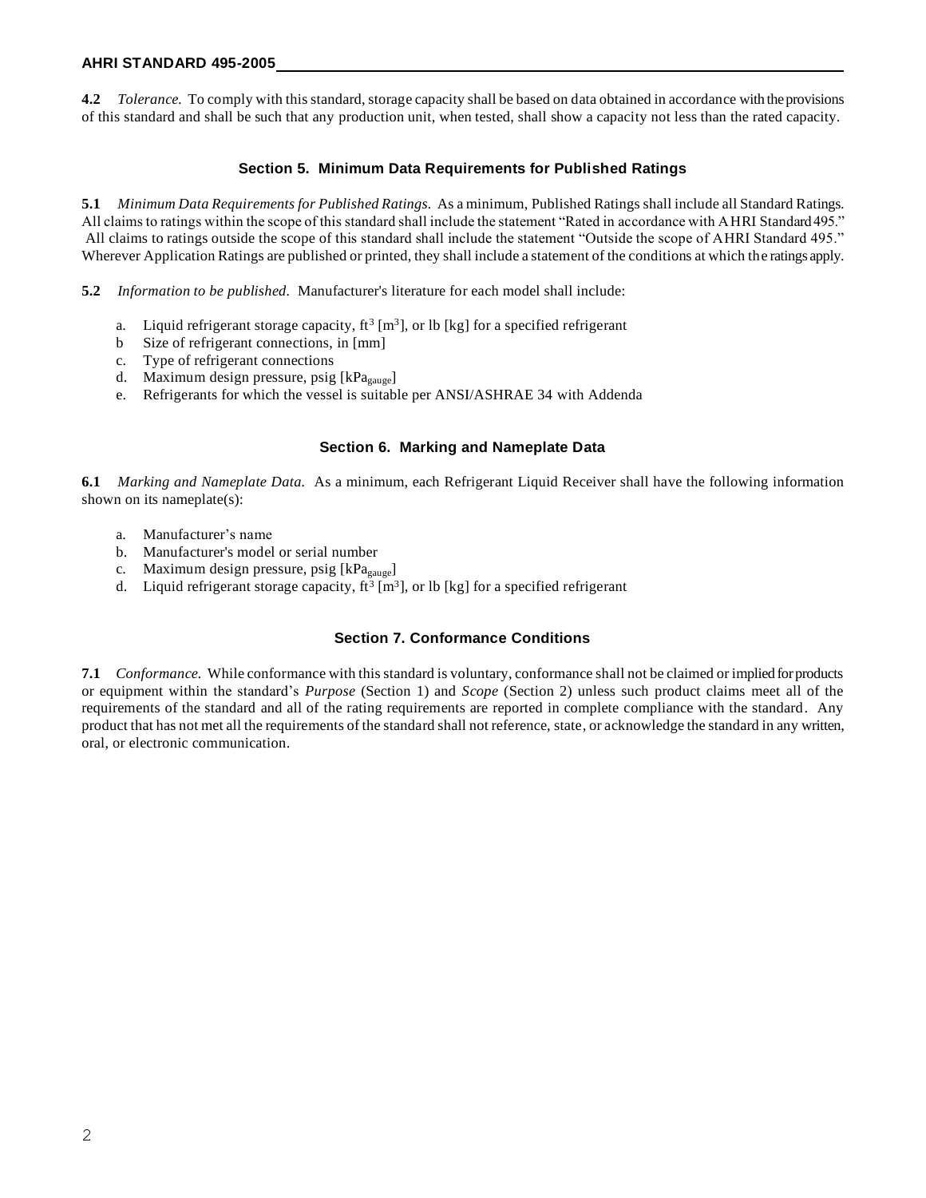**4.2** *Tolerance.* To comply with this standard, storage capacity shall be based on data obtained in accordance with the provisions of this standard and shall be such that any production unit, when tested, shall show a capacity not less than the rated capacity.

## Section 5. Minimum Data Requirements for Published Ratings

**5.1** *Minimum Data Requirements for Published Ratings.* As a minimum, Published Ratings shall include all Standard Ratings. All claims to ratings within the scope of this standard shall include the statement "Rated in accordance with AHRI Standard 495." All claims to ratings outside the scope of this standard shall include the statement "Outside the scope of AHRI Standard 495." Wherever Application Ratings are published or printed, they shall include a statement of the conditions at which the ratings apply.

**5.2** *Information to be published.* Manufacturer's literature for each model shall include:

a. Liquid refrigerant storage capacity, $ft^3$ [$m^3$], or lb [kg] for a specified refrigerant
b Size of refrigerant connections, in [mm]
c. Type of refrigerant connections
d. Maximum design pressure, psig [$kPa_{gauge}$]
e. Refrigerants for which the vessel is suitable per ANSI/ASHRAE 34 with Addenda

## Section 6. Marking and Nameplate Data

**6.1** *Marking and Nameplate Data.* As a minimum, each Refrigerant Liquid Receiver shall have the following information shown on its nameplate(s):

a. Manufacturer's name
b. Manufacturer's model or serial number
c. Maximum design pressure, psig [$kPa_{gauge}$]
d. Liquid refrigerant storage capacity, $ft^3$ [$m^3$], or lb [kg] for a specified refrigerant

## Section 7. Conformance Conditions

**7.1** *Conformance.* While conformance with this standard is voluntary, conformance shall not be claimed or implied for products or equipment within the standard's *Purpose* (Section 1) and *Scope* (Section 2) unless such product claims meet all of the requirements of the standard and all of the rating requirements are reported in complete compliance with the standard. Any product that has not met all the requirements of the standard shall not reference, state, or acknowledge the standard in any written, oral, or electronic communication.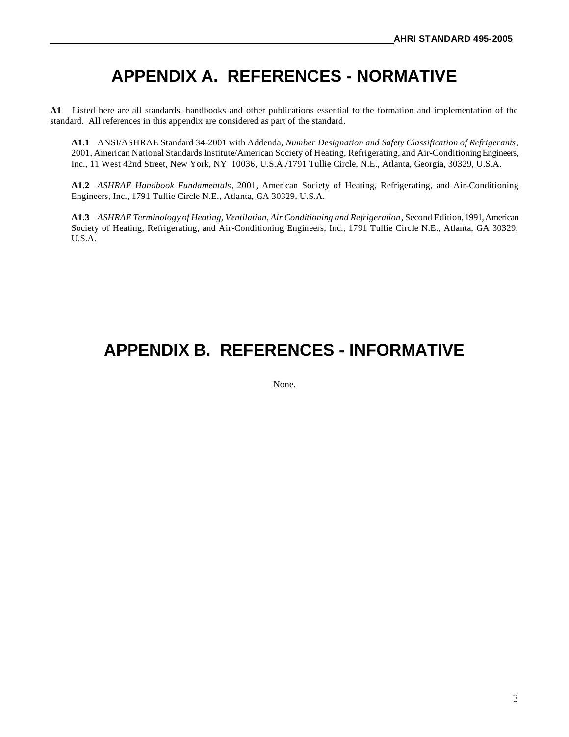# APPENDIX A. REFERENCES - NORMATIVE

**A1** Listed here are all standards, handbooks and other publications essential to the formation and implementation of the standard. All references in this appendix are considered as part of the standard.

**A1.1** ANSI/ASHRAE Standard 34-2001 with Addenda, *Number Designation and Safety Classification of Refrigerants,* 2001, American National Standards Institute/American Society of Heating, Refrigerating, and Air-Conditioning Engineers, Inc., 11 West 42nd Street, New York, NY 10036, U.S.A./1791 Tullie Circle, N.E., Atlanta, Georgia, 30329, U.S.A.

**A1.2** *ASHRAE Handbook Fundamentals*, 2001, American Society of Heating, Refrigerating, and Air-Conditioning Engineers, Inc., 1791 Tullie Circle N.E., Atlanta, GA 30329, U.S.A.

**A1.3** *ASHRAE Terminology of Heating, Ventilation, Air Conditioning and Refrigeration*, Second Edition, 1991, American Society of Heating, Refrigerating, and Air-Conditioning Engineers, Inc., 1791 Tullie Circle N.E., Atlanta, GA 30329, U.S.A.

# APPENDIX B. REFERENCES - INFORMATIVE

None.